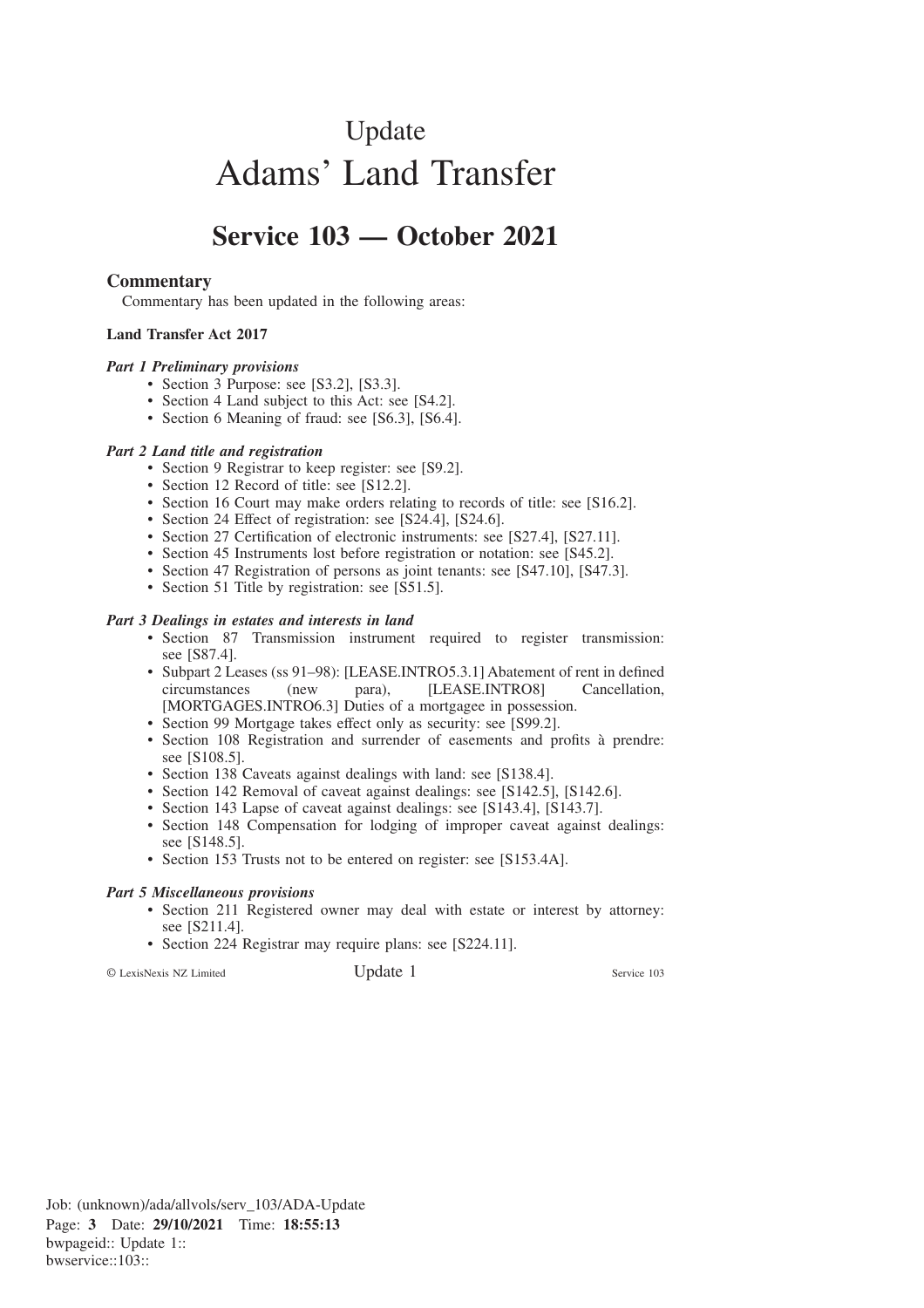# Update

# Adams' Land Transfer

## Service 103 — October 2021

### Commentary

Commentary has been updated in the following areas:

**Land Transfer Act 2017**

***Part 1 Preliminary provisions***

- Section 3 Purpose: see [S3.2], [S3.3].
- Section 4 Land subject to this Act: see [S4.2].
- Section 6 Meaning of fraud: see [S6.3], [S6.4].

***Part 2 Land title and registration***

- Section 9 Registrar to keep register: see [S9.2].
- Section 12 Record of title: see [S12.2].
- Section 16 Court may make orders relating to records of title: see [S16.2].
- Section 24 Effect of registration: see [S24.4], [S24.6].
- Section 27 Certification of electronic instruments: see [S27.4], [S27.11].
- Section 45 Instruments lost before registration or notation: see [S45.2].
- Section 47 Registration of persons as joint tenants: see [S47.10], [S47.3].
- Section 51 Title by registration: see [S51.5].

***Part 3 Dealings in estates and interests in land***

- Section 87 Transmission instrument required to register transmission: see [S87.4].
- Subpart 2 Leases (ss 91–98): [LEASE.INTRO5.3.1] Abatement of rent in defined circumstances (new para), [LEASE.INTRO8] Cancellation, [MORTGAGES.INTRO6.3] Duties of a mortgagee in possession.
- Section 99 Mortgage takes effect only as security: see [S99.2].
- Section 108 Registration and surrender of easements and profits à prendre: see [S108.5].
- Section 138 Caveats against dealings with land: see [S138.4].
- Section 142 Removal of caveat against dealings: see [S142.5], [S142.6].
- Section 143 Lapse of caveat against dealings: see [S143.4], [S143.7].
- Section 148 Compensation for lodging of improper caveat against dealings: see [S148.5].
- Section 153 Trusts not to be entered on register: see [S153.4A].

***Part 5 Miscellaneous provisions***

- Section 211 Registered owner may deal with estate or interest by attorney: see [S211.4].
- Section 224 Registrar may require plans: see [S224.11].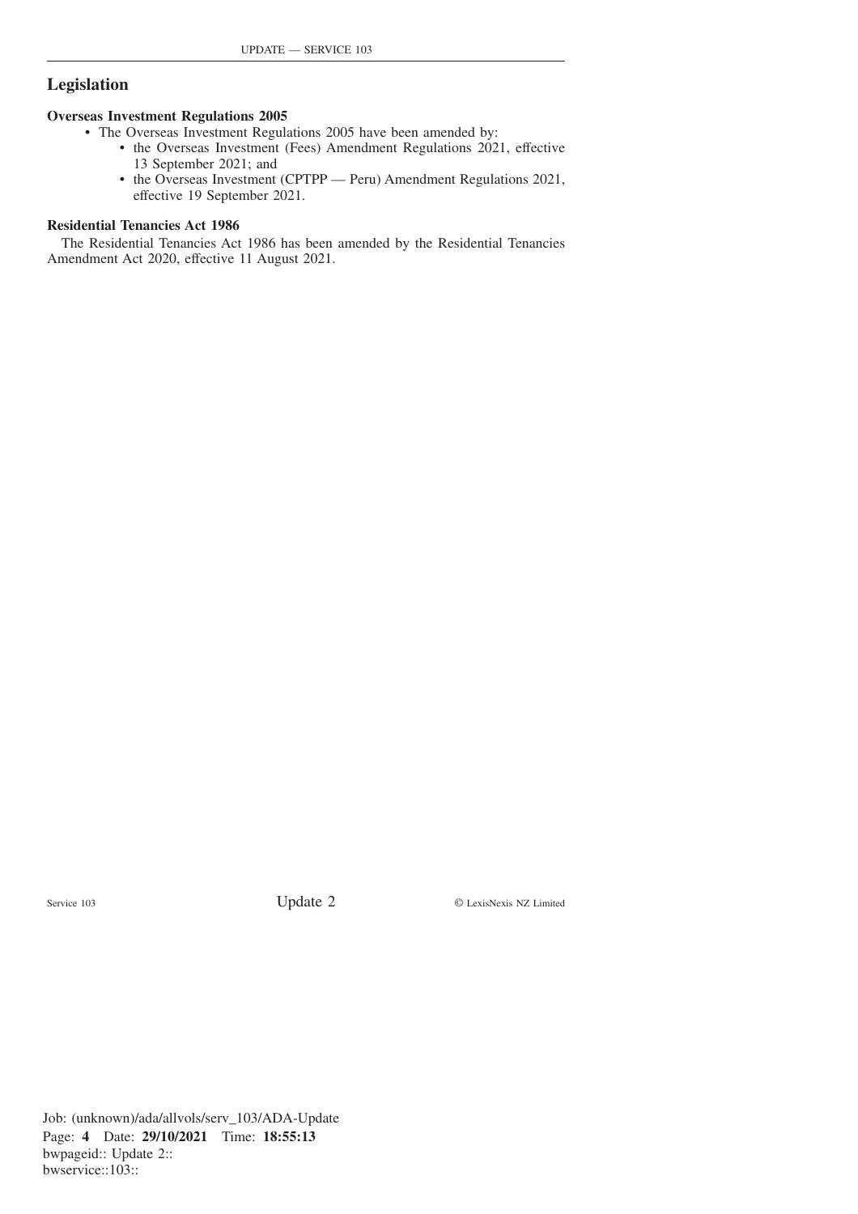## Legislation

**Overseas Investment Regulations 2005**

- The Overseas Investment Regulations 2005 have been amended by:
  - the Overseas Investment (Fees) Amendment Regulations 2021, effective 13 September 2021; and
  - the Overseas Investment (CPTPP — Peru) Amendment Regulations 2021, effective 19 September 2021.

**Residential Tenancies Act 1986**

The Residential Tenancies Act 1986 has been amended by the Residential Tenancies Amendment Act 2020, effective 11 August 2021.